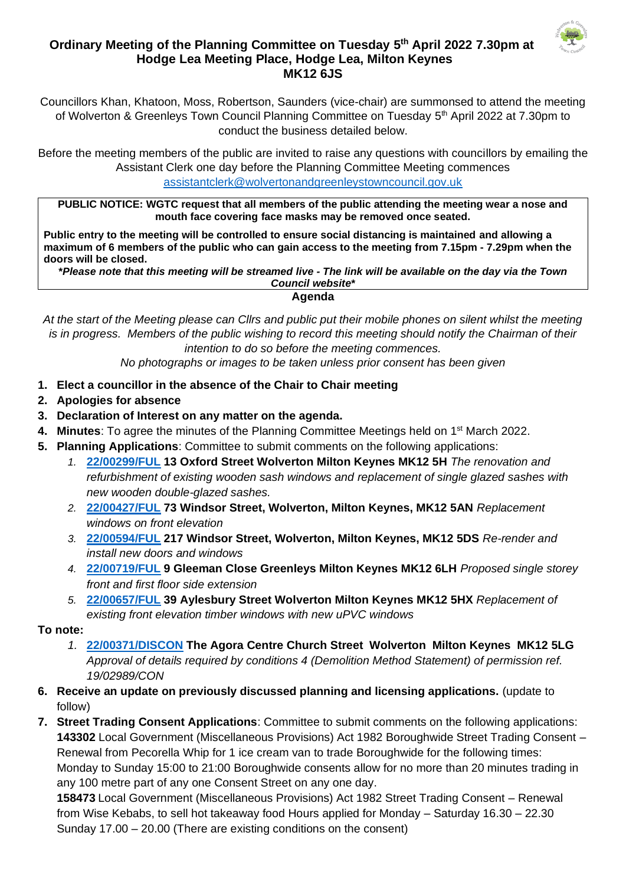# Ordinary Meeting of the Planning Committee on Tuesday 5th April 2022 7.30pm at Hodge Lea Meeting Place, Hodge Lea, Milton Keynes MK12 6JS

Councillors Khan, Khatoon, Moss, Robertson, Saunders (vice-chair) are summonsed to attend the meeting of Wolverton & Greenleys Town Council Planning Committee on Tuesday 5th April 2022 at 7.30pm to conduct the business detailed below.

Before the meeting members of the public are invited to raise any questions with councillors by emailing the Assistant Clerk one day before the Planning Committee Meeting commences assistantclerk@wolvertonandgreenleystowncouncil.gov.uk

**PUBLIC NOTICE: WGTC request that all members of the public attending the meeting wear a nose and mouth face covering face masks may be removed once seated.**

**Public entry to the meeting will be controlled to ensure social distancing is maintained and allowing a maximum of 6 members of the public who can gain access to the meeting from 7.15pm - 7.29pm when the doors will be closed.**

***Please note that this meeting will be streamed live - The link will be available on the day via the Town Council website***

## Agenda

*At the start of the Meeting please can Cllrs and public put their mobile phones on silent whilst the meeting is in progress. Members of the public wishing to record this meeting should notify the Chairman of their intention to do so before the meeting commences.*

*No photographs or images to be taken unless prior consent has been given*

1. **Elect a councillor in the absence of the Chair to Chair meeting**
2. **Apologies for absence**
3. **Declaration of Interest on any matter on the agenda.**
4. **Minutes**: To agree the minutes of the Planning Committee Meetings held on 1st March 2022.
5. **Planning Applications**: Committee to submit comments on the following applications:
   1. **22/00299/FUL 13 Oxford Street Wolverton Milton Keynes MK12 5H** *The renovation and refurbishment of existing wooden sash windows and replacement of single glazed sashes with new wooden double-glazed sashes.*
   2. **22/00427/FUL 73 Windsor Street, Wolverton, Milton Keynes, MK12 5AN** *Replacement windows on front elevation*
   3. **22/00594/FUL 217 Windsor Street, Wolverton, Milton Keynes, MK12 5DS** *Re-render and install new doors and windows*
   4. **22/00719/FUL 9 Gleeman Close Greenleys Milton Keynes MK12 6LH** *Proposed single storey front and first floor side extension*
   5. **22/00657/FUL 39 Aylesbury Street Wolverton Milton Keynes MK12 5HX** *Replacement of existing front elevation timber windows with new uPVC windows*

   **To note:**

   1. **22/00371/DISCON The Agora Centre Church Street Wolverton Milton Keynes MK12 5LG** *Approval of details required by conditions 4 (Demolition Method Statement) of permission ref. 19/02989/CON*
6. **Receive an update on previously discussed planning and licensing applications.** (update to follow)
7. **Street Trading Consent Applications**: Committee to submit comments on the following applications:
   **143302** Local Government (Miscellaneous Provisions) Act 1982 Boroughwide Street Trading Consent – Renewal from Pecorella Whip for 1 ice cream van to trade Boroughwide for the following times: Monday to Sunday 15:00 to 21:00 Boroughwide consents allow for no more than 20 minutes trading in any 100 metre part of any one Consent Street on any one day.
   **158473** Local Government (Miscellaneous Provisions) Act 1982 Street Trading Consent – Renewal from Wise Kebabs, to sell hot takeaway food Hours applied for Monday – Saturday 16.30 – 22.30 Sunday 17.00 – 20.00 (There are existing conditions on the consent)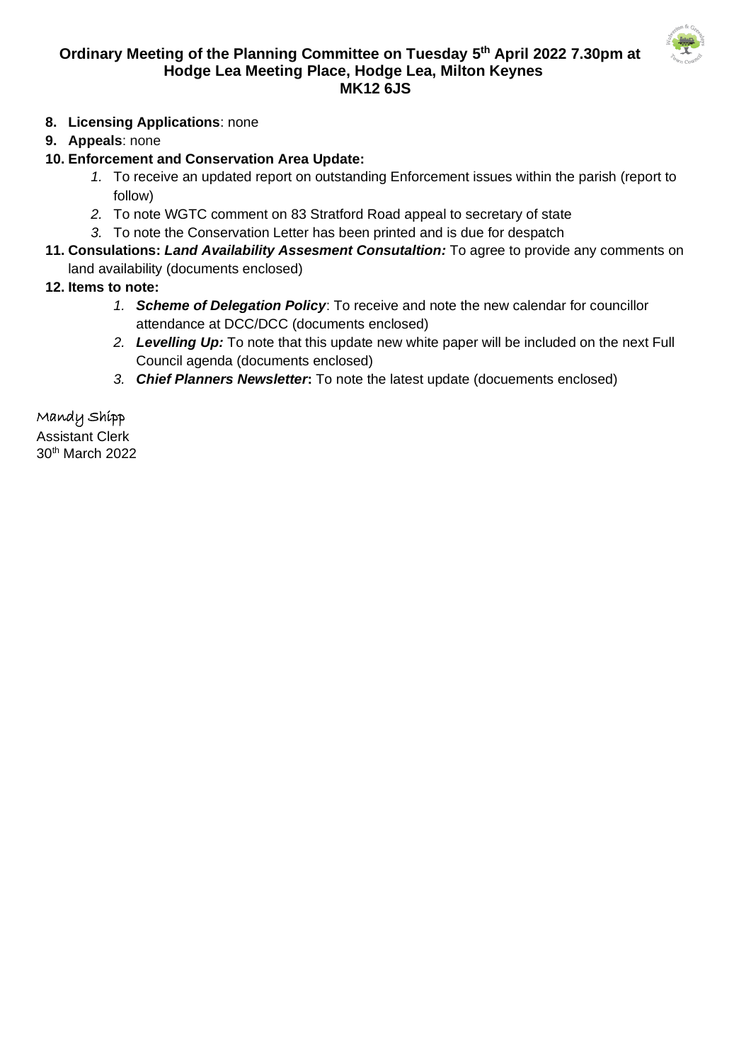**Ordinary Meeting of the Planning Committee on Tuesday 5th April 2022 7.30pm at Hodge Lea Meeting Place, Hodge Lea, Milton Keynes MK12 6JS**

8. **Licensing Applications**: none
9. **Appeals**: none
10. **Enforcement and Conservation Area Update:**
    1. To receive an updated report on outstanding Enforcement issues within the parish (report to follow)
    2. To note WGTC comment on 83 Stratford Road appeal to secretary of state
    3. To note the Conservation Letter has been printed and is due for despatch
11. **Consulations: *Land Availability Assesment Consutaltion:*** To agree to provide any comments on land availability (documents enclosed)
12. **Items to note:**
    1. ***Scheme of Delegation Policy***: To receive and note the new calendar for councillor attendance at DCC/DCC (documents enclosed)
    2. ***Levelling Up:*** To note that this update new white paper will be included on the next Full Council agenda (documents enclosed)
    3. ***Chief Planners Newsletter*:** To note the latest update (docuements enclosed)

Mandy Shipp
Assistant Clerk
30th March 2022